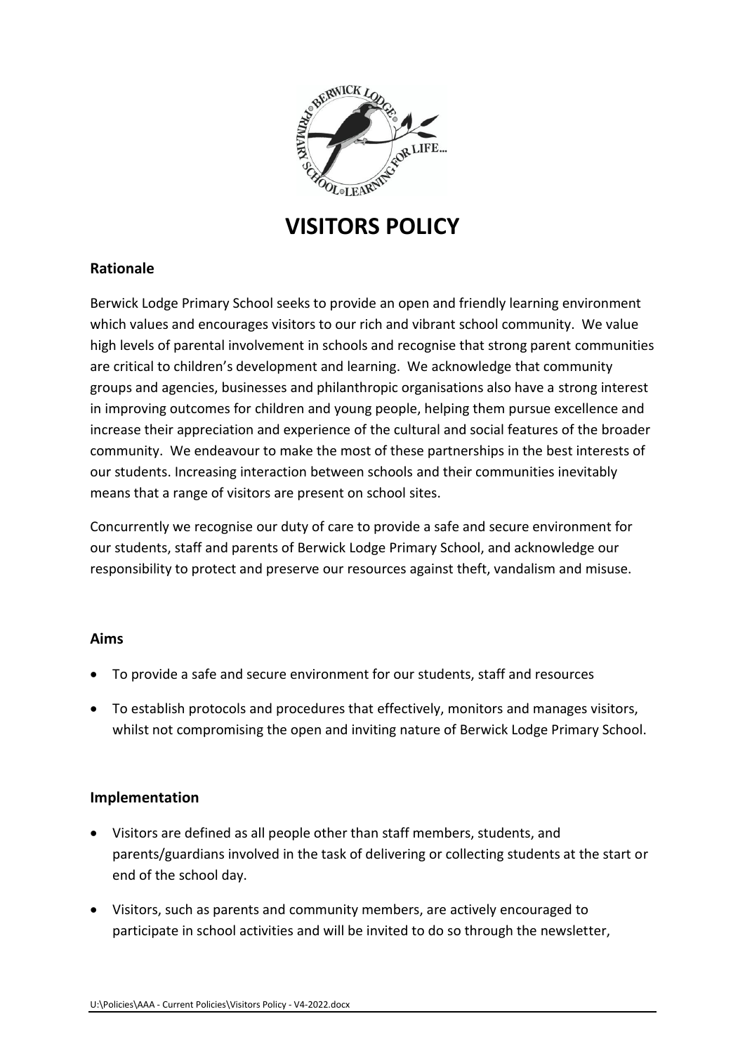# VISITORS POLICY

## Rationale

Berwick Lodge Primary School seeks to provide an open and friendly learning environment which values and encourages visitors to our rich and vibrant school community. We value high levels of parental involvement in schools and recognise that strong parent communities are critical to children's development and learning. We acknowledge that community groups and agencies, businesses and philanthropic organisations also have a strong interest in improving outcomes for children and young people, helping them pursue excellence and increase their appreciation and experience of the cultural and social features of the broader community. We endeavour to make the most of these partnerships in the best interests of our students. Increasing interaction between schools and their communities inevitably means that a range of visitors are present on school sites.

Concurrently we recognise our duty of care to provide a safe and secure environment for our students, staff and parents of Berwick Lodge Primary School, and acknowledge our responsibility to protect and preserve our resources against theft, vandalism and misuse.

## Aims

- To provide a safe and secure environment for our students, staff and resources
- To establish protocols and procedures that effectively, monitors and manages visitors, whilst not compromising the open and inviting nature of Berwick Lodge Primary School.

## Implementation

- Visitors are defined as all people other than staff members, students, and parents/guardians involved in the task of delivering or collecting students at the start or end of the school day.
- Visitors, such as parents and community members, are actively encouraged to participate in school activities and will be invited to do so through the newsletter,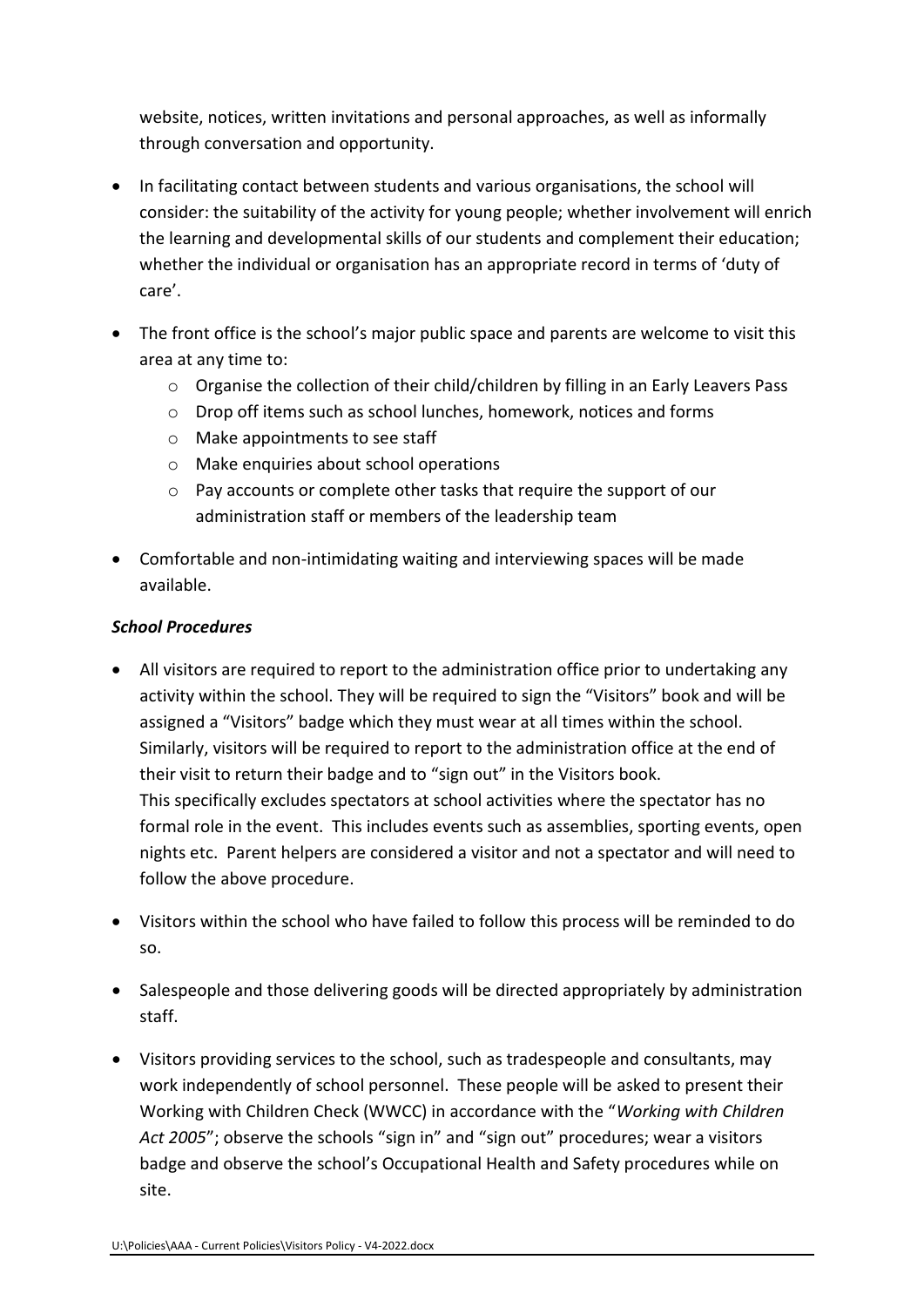website, notices, written invitations and personal approaches, as well as informally through conversation and opportunity.

- In facilitating contact between students and various organisations, the school will consider: the suitability of the activity for young people; whether involvement will enrich the learning and developmental skills of our students and complement their education; whether the individual or organisation has an appropriate record in terms of 'duty of care'.
- The front office is the school's major public space and parents are welcome to visit this area at any time to:
  - Organise the collection of their child/children by filling in an Early Leavers Pass
  - Drop off items such as school lunches, homework, notices and forms
  - Make appointments to see staff
  - Make enquiries about school operations
  - Pay accounts or complete other tasks that require the support of our administration staff or members of the leadership team
- Comfortable and non-intimidating waiting and interviewing spaces will be made available.

***School Procedures***

- All visitors are required to report to the administration office prior to undertaking any activity within the school. They will be required to sign the "Visitors" book and will be assigned a "Visitors" badge which they must wear at all times within the school. Similarly, visitors will be required to report to the administration office at the end of their visit to return their badge and to "sign out" in the Visitors book.
  This specifically excludes spectators at school activities where the spectator has no formal role in the event. This includes events such as assemblies, sporting events, open nights etc. Parent helpers are considered a visitor and not a spectator and will need to follow the above procedure.
- Visitors within the school who have failed to follow this process will be reminded to do so.
- Salespeople and those delivering goods will be directed appropriately by administration staff.
- Visitors providing services to the school, such as tradespeople and consultants, may work independently of school personnel. These people will be asked to present their Working with Children Check (WWCC) in accordance with the "*Working with Children Act 2005*"; observe the schools "sign in" and "sign out" procedures; wear a visitors badge and observe the school's Occupational Health and Safety procedures while on site.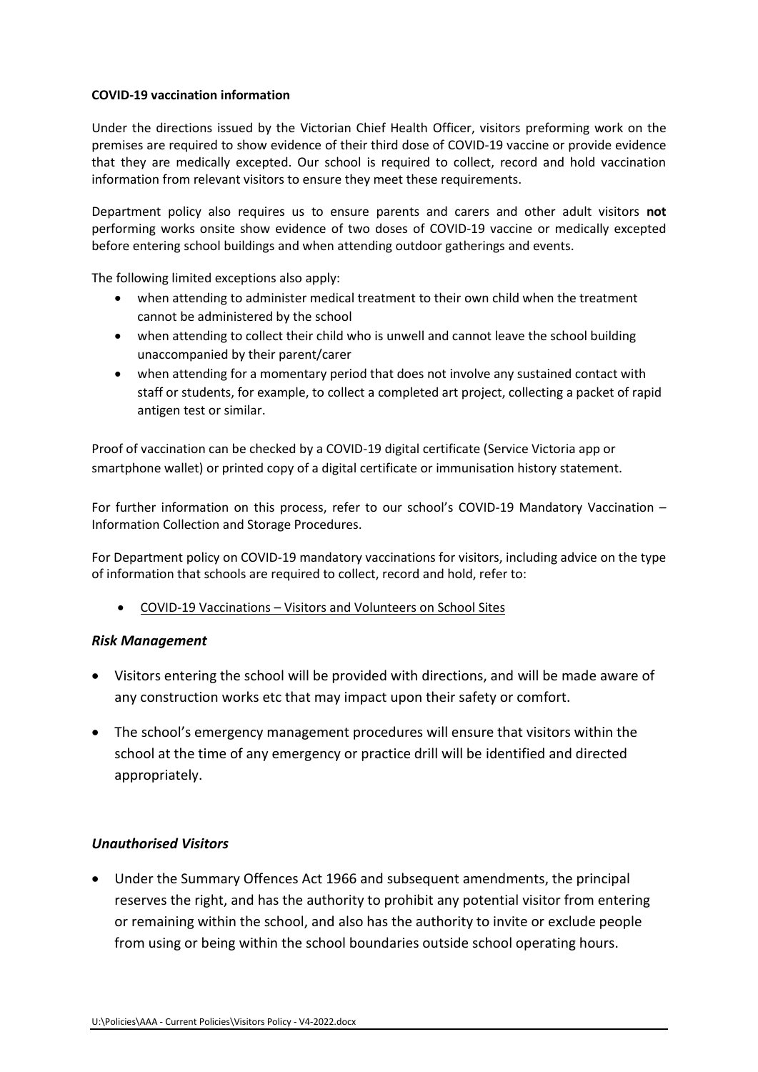**COVID-19 vaccination information**

Under the directions issued by the Victorian Chief Health Officer, visitors preforming work on the premises are required to show evidence of their third dose of COVID-19 vaccine or provide evidence that they are medically excepted. Our school is required to collect, record and hold vaccination information from relevant visitors to ensure they meet these requirements.

Department policy also requires us to ensure parents and carers and other adult visitors **not** performing works onsite show evidence of two doses of COVID-19 vaccine or medically excepted before entering school buildings and when attending outdoor gatherings and events.

The following limited exceptions also apply:

- when attending to administer medical treatment to their own child when the treatment cannot be administered by the school
- when attending to collect their child who is unwell and cannot leave the school building unaccompanied by their parent/carer
- when attending for a momentary period that does not involve any sustained contact with staff or students, for example, to collect a completed art project, collecting a packet of rapid antigen test or similar.

Proof of vaccination can be checked by a COVID-19 digital certificate (Service Victoria app or smartphone wallet) or printed copy of a digital certificate or immunisation history statement.

For further information on this process, refer to our school's COVID-19 Mandatory Vaccination – Information Collection and Storage Procedures.

For Department policy on COVID-19 mandatory vaccinations for visitors, including advice on the type of information that schools are required to collect, record and hold, refer to:

- COVID-19 Vaccinations – Visitors and Volunteers on School Sites

### *Risk Management*

- Visitors entering the school will be provided with directions, and will be made aware of any construction works etc that may impact upon their safety or comfort.
- The school's emergency management procedures will ensure that visitors within the school at the time of any emergency or practice drill will be identified and directed appropriately.

### *Unauthorised Visitors*

- Under the Summary Offences Act 1966 and subsequent amendments, the principal reserves the right, and has the authority to prohibit any potential visitor from entering or remaining within the school, and also has the authority to invite or exclude people from using or being within the school boundaries outside school operating hours.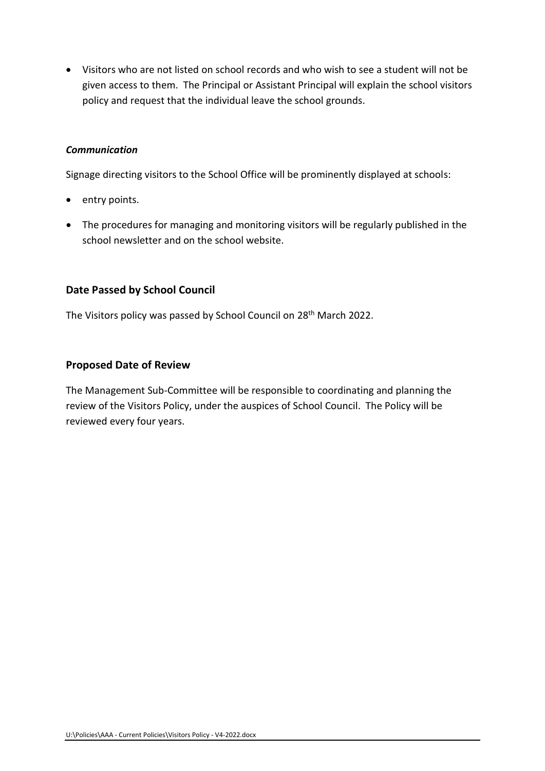- Visitors who are not listed on school records and who wish to see a student will not be given access to them. The Principal or Assistant Principal will explain the school visitors policy and request that the individual leave the school grounds.

***Communication***

Signage directing visitors to the School Office will be prominently displayed at schools:

- entry points.
- The procedures for managing and monitoring visitors will be regularly published in the school newsletter and on the school website.

## Date Passed by School Council

The Visitors policy was passed by School Council on 28th March 2022.

## Proposed Date of Review

The Management Sub-Committee will be responsible to coordinating and planning the review of the Visitors Policy, under the auspices of School Council. The Policy will be reviewed every four years.